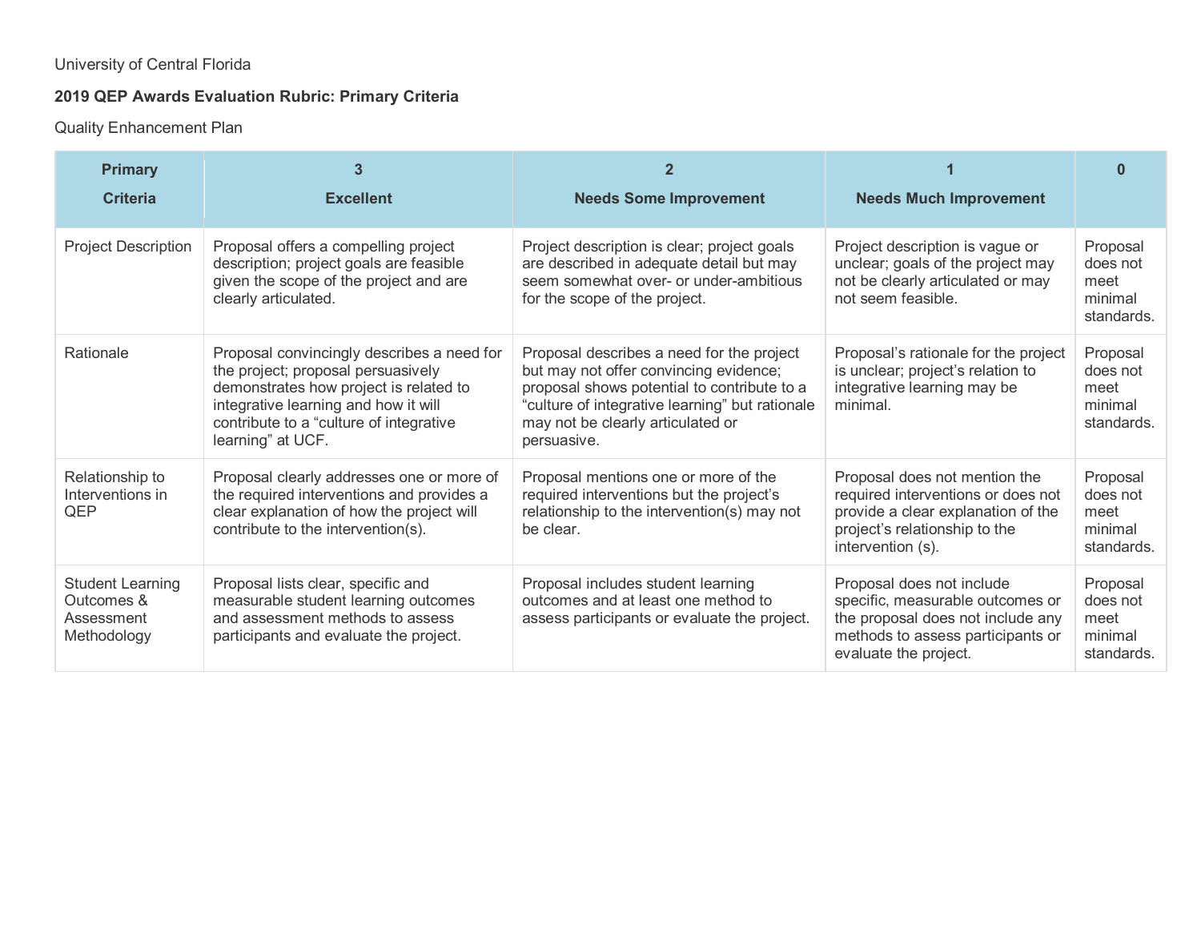University of Central Florida

**2019 QEP Awards Evaluation Rubric: Primary Criteria**

Quality Enhancement Plan

| Primary Criteria | 3 Excellent | 2 Needs Some Improvement | 1 Needs Much Improvement | 0 |
|---|---|---|---|---|
| Project Description | Proposal offers a compelling project description; project goals are feasible given the scope of the project and are clearly articulated. | Project description is clear; project goals are described in adequate detail but may seem somewhat over- or under-ambitious for the scope of the project. | Project description is vague or unclear; goals of the project may not be clearly articulated or may not seem feasible. | Proposal does not meet minimal standards. |
| Rationale | Proposal convincingly describes a need for the project; proposal persuasively demonstrates how project is related to integrative learning and how it will contribute to a "culture of integrative learning" at UCF. | Proposal describes a need for the project but may not offer convincing evidence; proposal shows potential to contribute to a "culture of integrative learning" but rationale may not be clearly articulated or persuasive. | Proposal's rationale for the project is unclear; project's relation to integrative learning may be minimal. | Proposal does not meet minimal standards. |
| Relationship to Interventions in QEP | Proposal clearly addresses one or more of the required interventions and provides a clear explanation of how the project will contribute to the intervention(s). | Proposal mentions one or more of the required interventions but the project's relationship to the intervention(s) may not be clear. | Proposal does not mention the required interventions or does not provide a clear explanation of the project's relationship to the intervention (s). | Proposal does not meet minimal standards. |
| Student Learning Outcomes & Assessment Methodology | Proposal lists clear, specific and measurable student learning outcomes and assessment methods to assess participants and evaluate the project. | Proposal includes student learning outcomes and at least one method to assess participants or evaluate the project. | Proposal does not include specific, measurable outcomes or the proposal does not include any methods to assess participants or evaluate the project. | Proposal does not meet minimal standards. |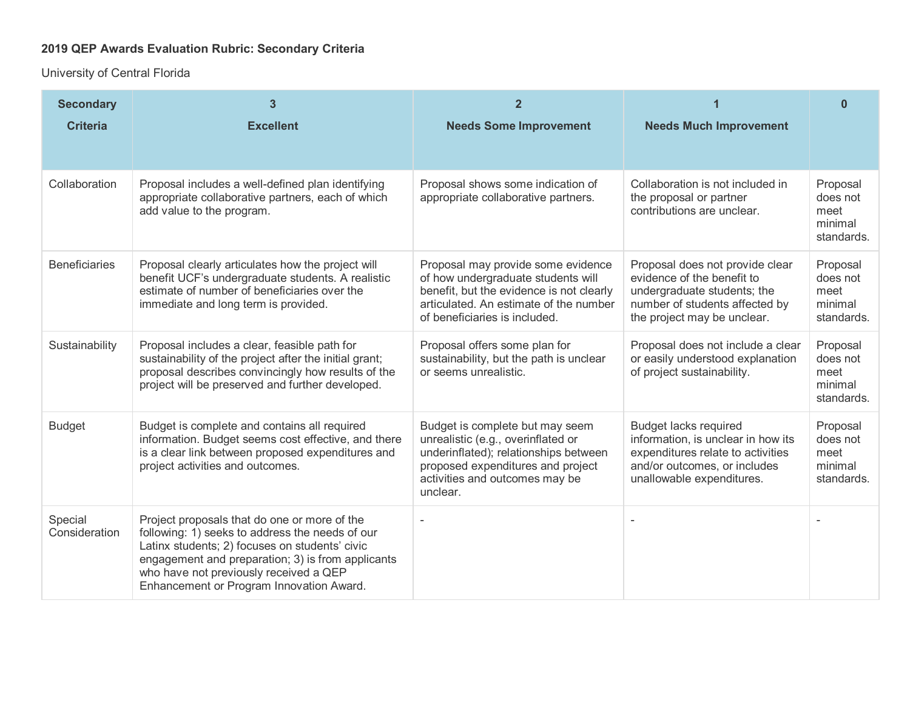**2019 QEP Awards Evaluation Rubric: Secondary Criteria**

University of Central Florida

| Secondary Criteria | 3 Excellent | 2 Needs Some Improvement | 1 Needs Much Improvement | 0 |
|---|---|---|---|---|
| Collaboration | Proposal includes a well-defined plan identifying appropriate collaborative partners, each of which add value to the program. | Proposal shows some indication of appropriate collaborative partners. | Collaboration is not included in the proposal or partner contributions are unclear. | Proposal does not meet minimal standards. |
| Beneficiaries | Proposal clearly articulates how the project will benefit UCF's undergraduate students. A realistic estimate of number of beneficiaries over the immediate and long term is provided. | Proposal may provide some evidence of how undergraduate students will benefit, but the evidence is not clearly articulated. An estimate of the number of beneficiaries is included. | Proposal does not provide clear evidence of the benefit to undergraduate students; the number of students affected by the project may be unclear. | Proposal does not meet minimal standards. |
| Sustainability | Proposal includes a clear, feasible path for sustainability of the project after the initial grant; proposal describes convincingly how results of the project will be preserved and further developed. | Proposal offers some plan for sustainability, but the path is unclear or seems unrealistic. | Proposal does not include a clear or easily understood explanation of project sustainability. | Proposal does not meet minimal standards. |
| Budget | Budget is complete and contains all required information. Budget seems cost effective, and there is a clear link between proposed expenditures and project activities and outcomes. | Budget is complete but may seem unrealistic (e.g., overinflated or underinflated); relationships between proposed expenditures and project activities and outcomes may be unclear. | Budget lacks required information, is unclear in how its expenditures relate to activities and/or outcomes, or includes unallowable expenditures. | Proposal does not meet minimal standards. |
| Special Consideration | Project proposals that do one or more of the following: 1) seeks to address the needs of our Latinx students; 2) focuses on students' civic engagement and preparation; 3) is from applicants who have not previously received a QEP Enhancement or Program Innovation Award. | - | - | - |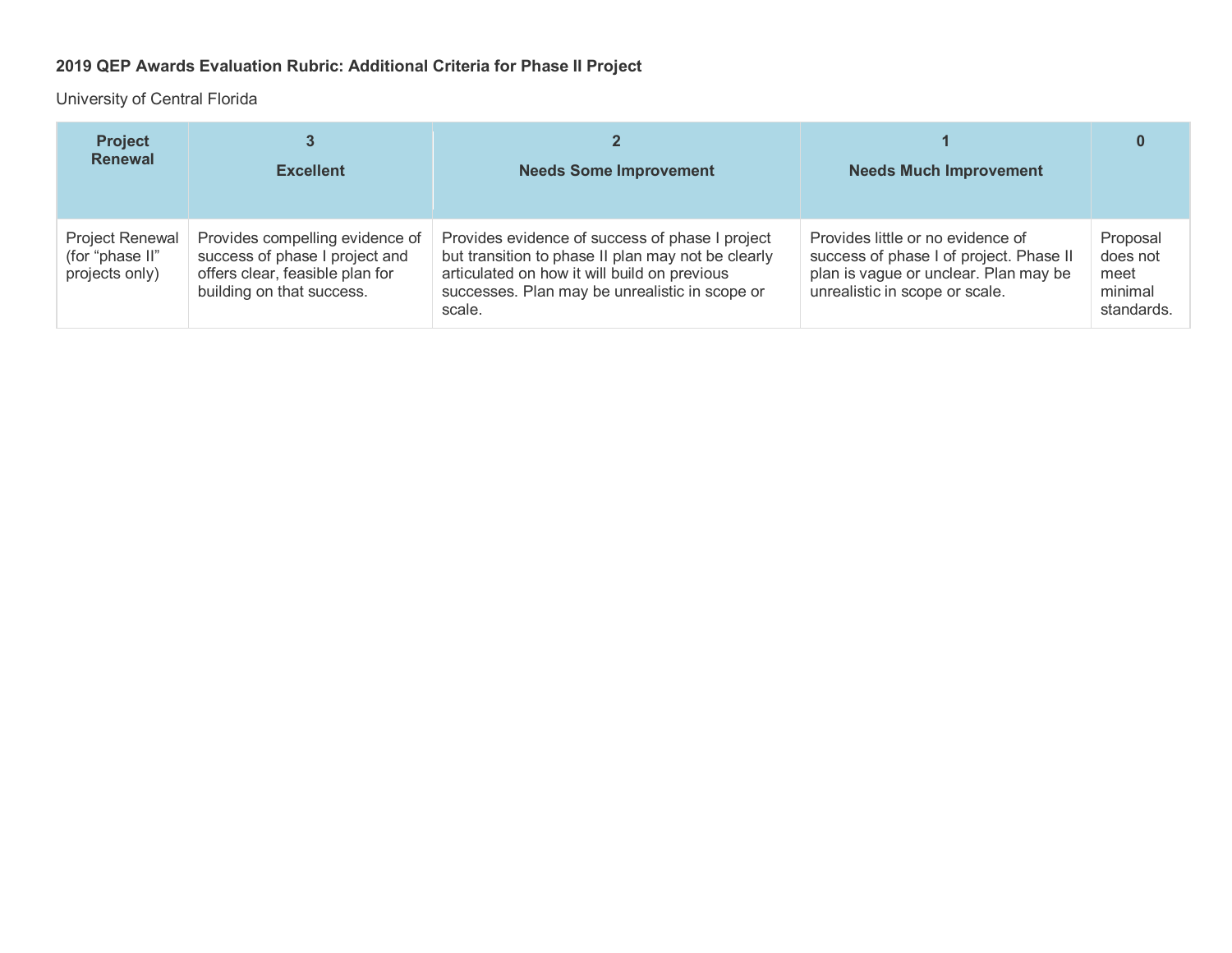**2019 QEP Awards Evaluation Rubric: Additional Criteria for Phase II Project**

University of Central Florida

| Project Renewal | 3<br>Excellent | 2<br>Needs Some Improvement | 1<br>Needs Much Improvement | 0 |
|---|---|---|---|---|
| Project Renewal (for “phase II” projects only) | Provides compelling evidence of success of phase I project and offers clear, feasible plan for building on that success. | Provides evidence of success of phase I project but transition to phase II plan may not be clearly articulated on how it will build on previous successes. Plan may be unrealistic in scope or scale. | Provides little or no evidence of success of phase I of project. Phase II plan is vague or unclear. Plan may be unrealistic in scope or scale. | Proposal does not meet minimal standards. |